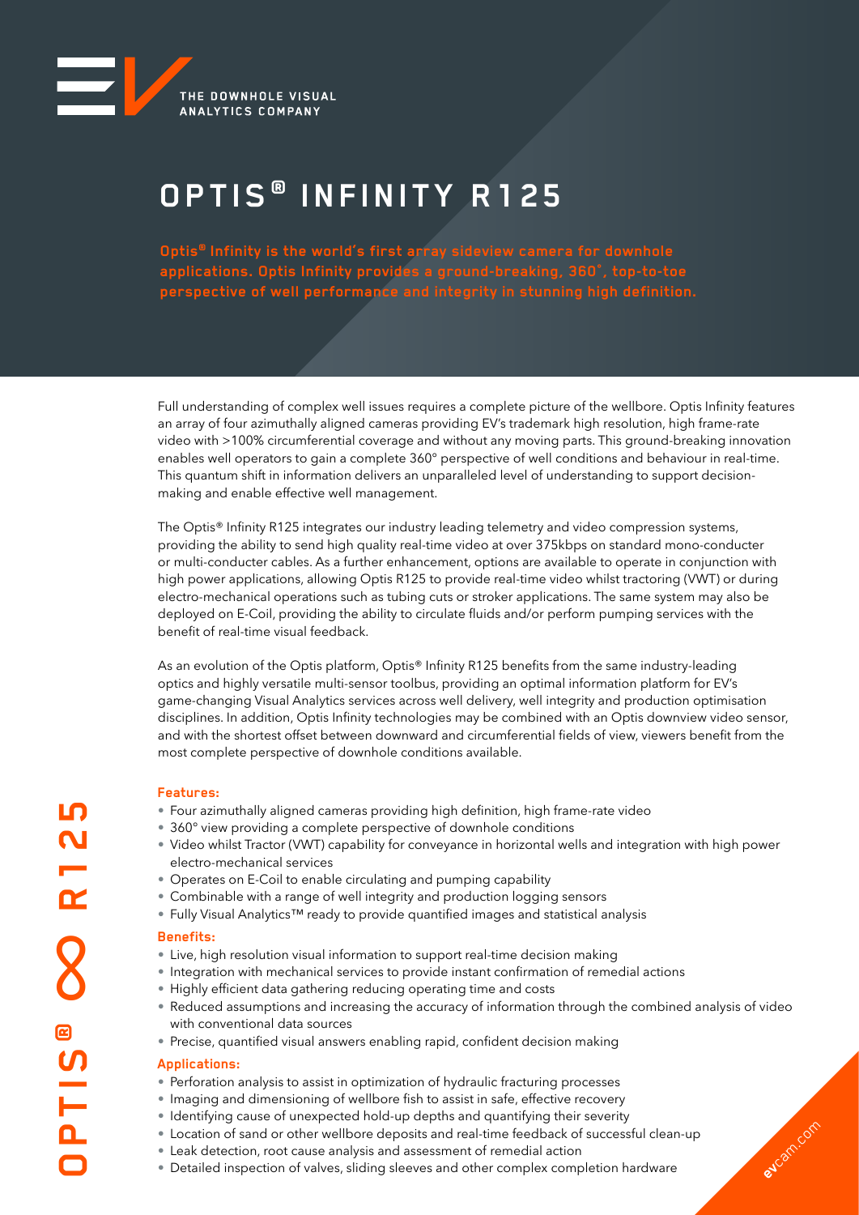THE DOWNHOLE VISUAL ANALYTICS COMPANY

# OPTIS® INFINITY R125

**Optis® Infinity is the world's first array sideview camera for downhole applications. Optis Infinity provides a ground-breaking, 360˚, top-to-toe perspective of well performance and integrity in stunning high definition.**

Full understanding of complex well issues requires a complete picture of the wellbore. Optis Infinity features an array of four azimuthally aligned cameras providing EV's trademark high resolution, high frame-rate video with >100% circumferential coverage and without any moving parts. This ground-breaking innovation enables well operators to gain a complete 360° perspective of well conditions and behaviour in real-time. This quantum shift in information delivers an unparalleled level of understanding to support decision-making and enable effective well management.

The Optis® Infinity R125 integrates our industry leading telemetry and video compression systems, providing the ability to send high quality real-time video at over 375kbps on standard mono-conducter or multi-conducter cables. As a further enhancement, options are available to operate in conjunction with high power applications, allowing Optis R125 to provide real-time video whilst tractoring (VWT) or during electro-mechanical operations such as tubing cuts or stroker applications. The same system may also be deployed on E-Coil, providing the ability to circulate fluids and/or perform pumping services with the benefit of real-time visual feedback.

As an evolution of the Optis platform, Optis® Infinity R125 benefits from the same industry-leading optics and highly versatile multi-sensor toolbus, providing an optimal information platform for EV's game-changing Visual Analytics services across well delivery, well integrity and production optimisation disciplines. In addition, Optis Infinity technologies may be combined with an Optis downview video sensor, and with the shortest offset between downward and circumferential fields of view, viewers benefit from the most complete perspective of downhole conditions available.

### Features:

- Four azimuthally aligned cameras providing high definition, high frame-rate video
- 360° view providing a complete perspective of downhole conditions
- Video whilst Tractor (VWT) capability for conveyance in horizontal wells and integration with high power electro-mechanical services
- Operates on E-Coil to enable circulating and pumping capability
- Combinable with a range of well integrity and production logging sensors
- Fully Visual Analytics™ ready to provide quantified images and statistical analysis

### Benefits:

- Live, high resolution visual information to support real-time decision making
- Integration with mechanical services to provide instant confirmation of remedial actions
- Highly efficient data gathering reducing operating time and costs
- Reduced assumptions and increasing the accuracy of information through the combined analysis of video with conventional data sources
- Precise, quantified visual answers enabling rapid, confident decision making

### Applications:

- Perforation analysis to assist in optimization of hydraulic fracturing processes
- Imaging and dimensioning of wellbore fish to assist in safe, effective recovery
- Identifying cause of unexpected hold-up depths and quantifying their severity
- Location of sand or other wellbore deposits and real-time feedback of successful clean-up
- Leak detection, root cause analysis and assessment of remedial action
- Detailed inspection of valves, sliding sleeves and other complex completion hardware

OPTIS® ∞ R125

evcam.com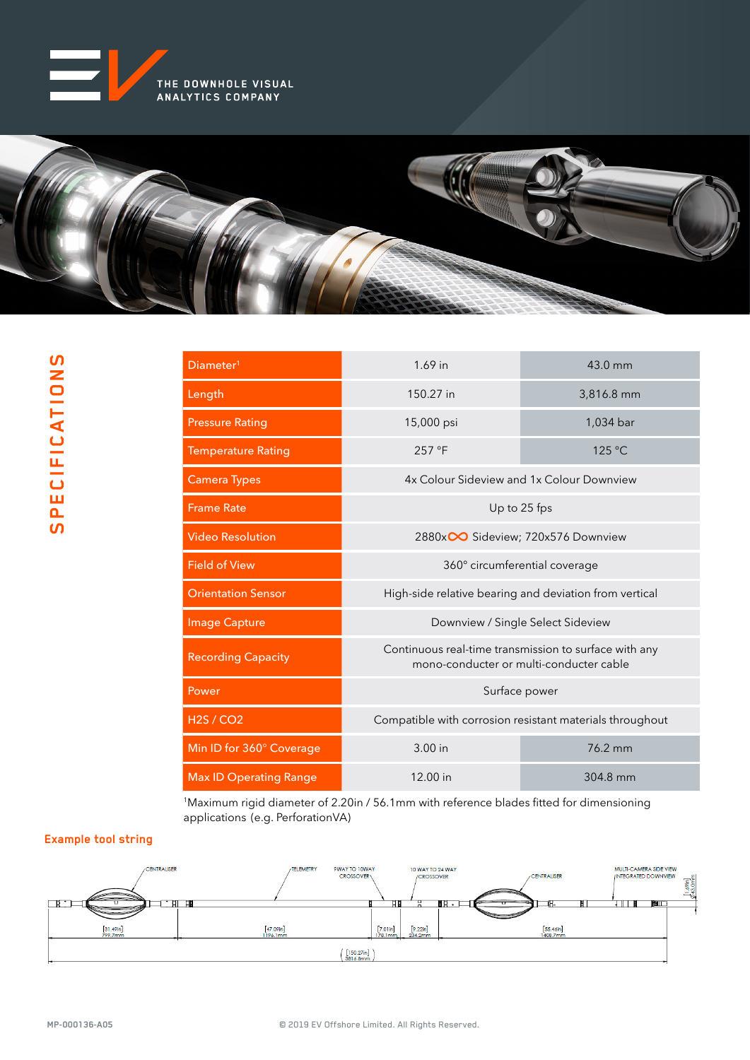THE DOWNHOLE VISUAL ANALYTICS COMPANY

## SPECIFICATIONS

| | | |
|---|---|---|
| Diameter[1] | 1.69 in | 43.0 mm |
| Length | 150.27 in | 3,816.8 mm |
| Pressure Rating | 15,000 psi | 1,034 bar |
| Temperature Rating | 257 °F | 125 °C |
| Camera Types | 4x Colour Sideview and 1x Colour Downview | |
| Frame Rate | Up to 25 fps | |
| Video Resolution | 2880x∞ Sideview; 720x576 Downview | |
| Field of View | 360° circumferential coverage | |
| Orientation Sensor | High-side relative bearing and deviation from vertical | |
| Image Capture | Downview / Single Select Sideview | |
| Recording Capacity | Continuous real-time transmission to surface with any mono-conducter or multi-conducter cable | |
| Power | Surface power | |
| $H_2S$ / $CO_2$ | Compatible with corrosion resistant materials throughout | |
| Min ID for 360° Coverage | 3.00 in | 76.2 mm |
| Max ID Operating Range | 12.00 in | 304.8 mm |

[1]Maximum rigid diameter of 2.20in / 56.1mm with reference blades fitted for dimensioning applications (e.g. PerforationVA)

### Example tool string

CENTRALISER
TELEMETRY
9WAY TO 10WAY CROSSOVER
10 WAY TO 24 WAY CROSSOVER
CENTRALISER
MULTI-CAMERA SIDE VIEW INTEGRATED DOWNVIEW
[1.69in] 43.0mm
[31.49in] 799.7mm
[47.09in] 1196.1mm
[7.01in] 178.1mm
[9.22in] 234.2mm
[55.46in] 1408.7mm
[150.27in] 3816.8mm

MP-000136-A05

© 2019 EV Offshore Limited. All Rights Reserved.